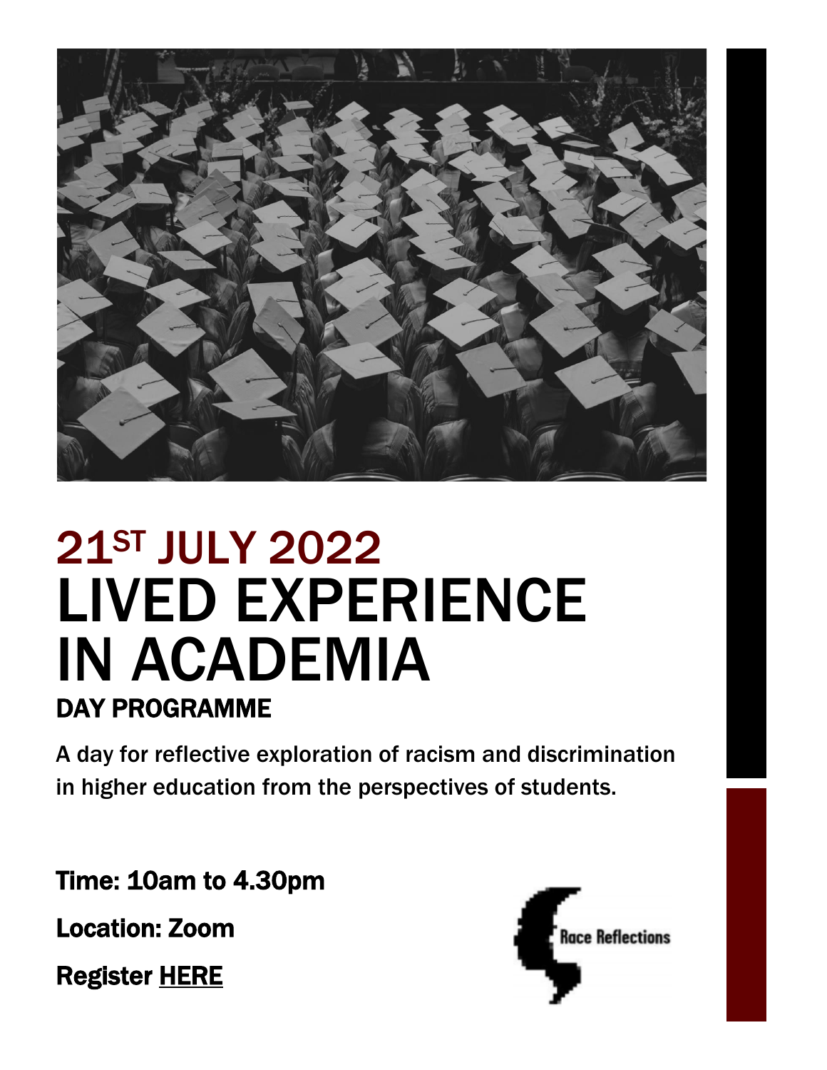# 21ST JULY 2022

# LIVED EXPERIENCE IN ACADEMIA

## DAY PROGRAMME

A day for reflective exploration of racism and discrimination in higher education from the perspectives of students.

**Time: 10am to 4.30pm**

**Location: Zoom**

**Register HERE**

Race Reflections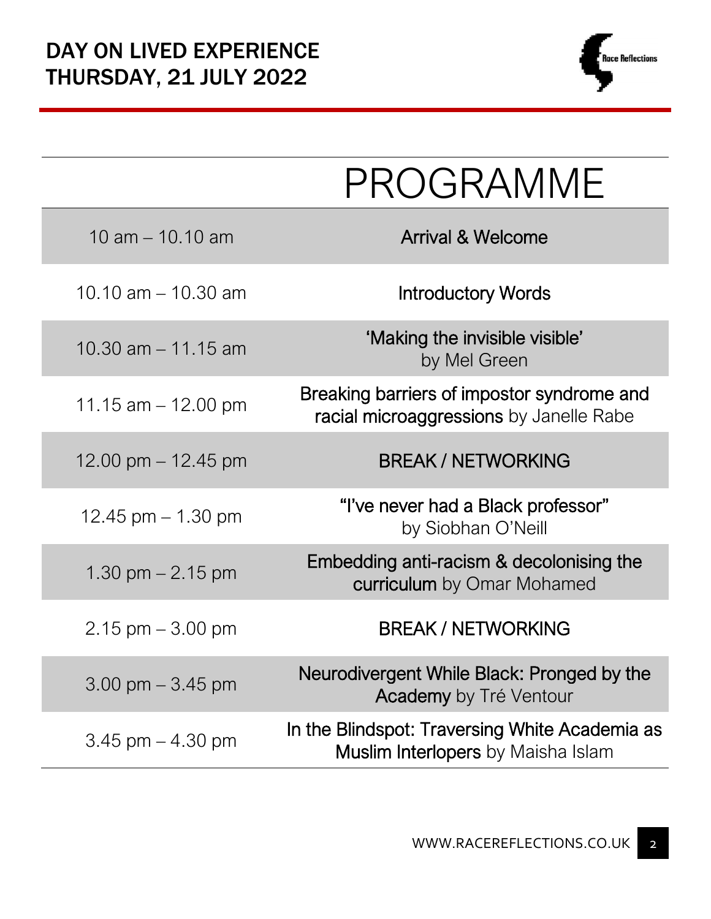# DAY ON LIVED EXPERIENCE
# THURSDAY, 21 JULY 2022

## PROGRAMME

| Time | Session |
|---|---|
| 10 am – 10.10 am | Arrival & Welcome |
| 10.10 am – 10.30 am | Introductory Words |
| 10.30 am – 11.15 am | 'Making the invisible visible' by Mel Green |
| 11.15 am – 12.00 pm | Breaking barriers of impostor syndrome and racial microaggressions by Janelle Rabe |
| 12.00 pm – 12.45 pm | BREAK / NETWORKING |
| 12.45 pm – 1.30 pm | "I've never had a Black professor" by Siobhan O'Neill |
| 1.30 pm – 2.15 pm | Embedding anti-racism & decolonising the curriculum by Omar Mohamed |
| 2.15 pm – 3.00 pm | BREAK / NETWORKING |
| 3.00 pm – 3.45 pm | Neurodivergent While Black: Pronged by the Academy by Tré Ventour |
| 3.45 pm – 4.30 pm | In the Blindspot: Traversing White Academia as Muslim Interlopers by Maisha Islam |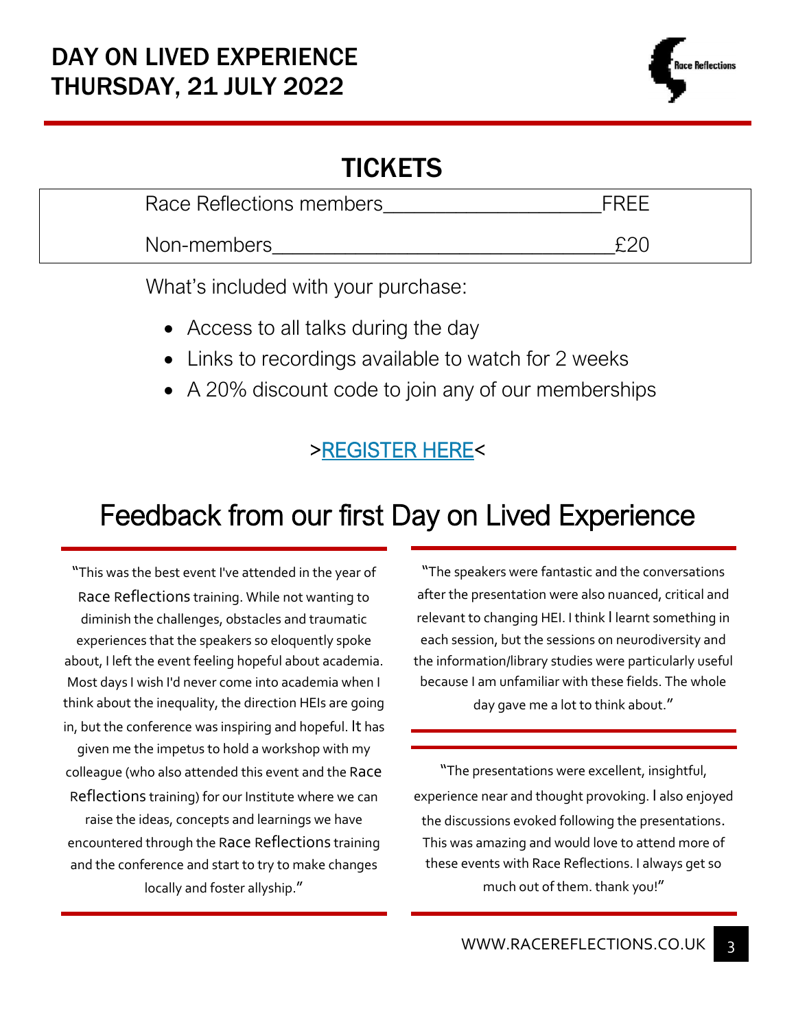# DAY ON LIVED EXPERIENCE
# THURSDAY, 21 JULY 2022

## TICKETS

| Ticket | Price |
|---|---|
| Race Reflections members | FREE |
| Non-members | £20 |

What's included with your purchase:

- Access to all talks during the day
- Links to recordings available to watch for 2 weeks
- A 20% discount code to join any of our memberships

>REGISTER HERE<

## Feedback from our first Day on Lived Experience

"This was the best event I've attended in the year of Race Reflections training. While not wanting to diminish the challenges, obstacles and traumatic experiences that the speakers so eloquently spoke about, I left the event feeling hopeful about academia. Most days I wish I'd never come into academia when I think about the inequality, the direction HEIs are going in, but the conference was inspiring and hopeful. It has given me the impetus to hold a workshop with my colleague (who also attended this event and the Race Reflections training) for our Institute where we can raise the ideas, concepts and learnings we have encountered through the Race Reflections training and the conference and start to try to make changes locally and foster allyship."

"The speakers were fantastic and the conversations after the presentation were also nuanced, critical and relevant to changing HEI. I think I learnt something in each session, but the sessions on neurodiversity and the information/library studies were particularly useful because I am unfamiliar with these fields. The whole day gave me a lot to think about."

"The presentations were excellent, insightful, experience near and thought provoking. I also enjoyed the discussions evoked following the presentations. This was amazing and would love to attend more of these events with Race Reflections. I always get so much out of them. thank you!"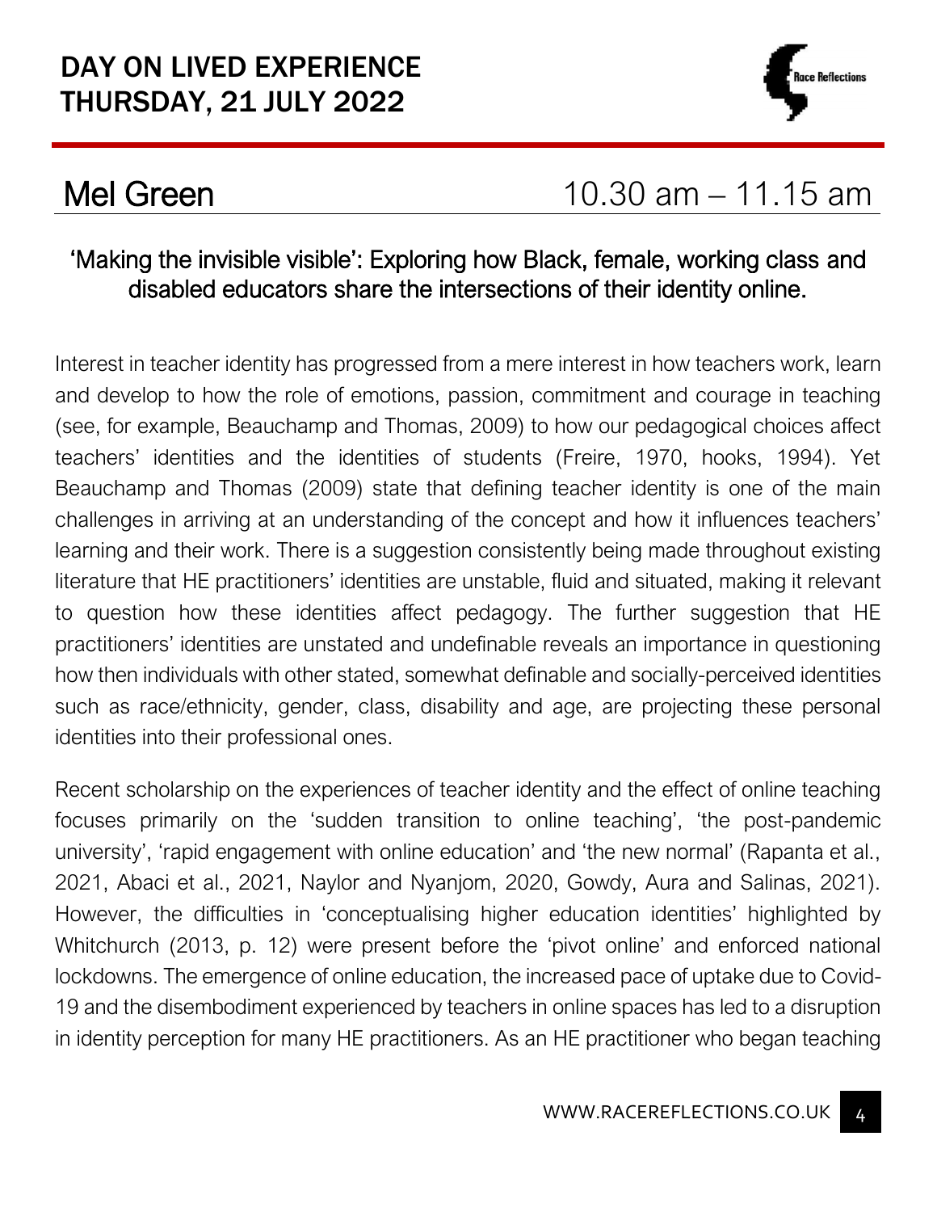## Mel Green

10.30 am – 11.15 am

### 'Making the invisible visible': Exploring how Black, female, working class and disabled educators share the intersections of their identity online.

Interest in teacher identity has progressed from a mere interest in how teachers work, learn and develop to how the role of emotions, passion, commitment and courage in teaching (see, for example, Beauchamp and Thomas, 2009) to how our pedagogical choices affect teachers' identities and the identities of students (Freire, 1970, hooks, 1994). Yet Beauchamp and Thomas (2009) state that defining teacher identity is one of the main challenges in arriving at an understanding of the concept and how it influences teachers' learning and their work. There is a suggestion consistently being made throughout existing literature that HE practitioners' identities are unstable, fluid and situated, making it relevant to question how these identities affect pedagogy. The further suggestion that HE practitioners' identities are unstated and undefinable reveals an importance in questioning how then individuals with other stated, somewhat definable and socially-perceived identities such as race/ethnicity, gender, class, disability and age, are projecting these personal identities into their professional ones.

Recent scholarship on the experiences of teacher identity and the effect of online teaching focuses primarily on the 'sudden transition to online teaching', 'the post-pandemic university', 'rapid engagement with online education' and 'the new normal' (Rapanta et al., 2021, Abaci et al., 2021, Naylor and Nyanjom, 2020, Gowdy, Aura and Salinas, 2021). However, the difficulties in 'conceptualising higher education identities' highlighted by Whitchurch (2013, p. 12) were present before the 'pivot online' and enforced national lockdowns. The emergence of online education, the increased pace of uptake due to Covid-19 and the disembodiment experienced by teachers in online spaces has led to a disruption in identity perception for many HE practitioners. As an HE practitioner who began teaching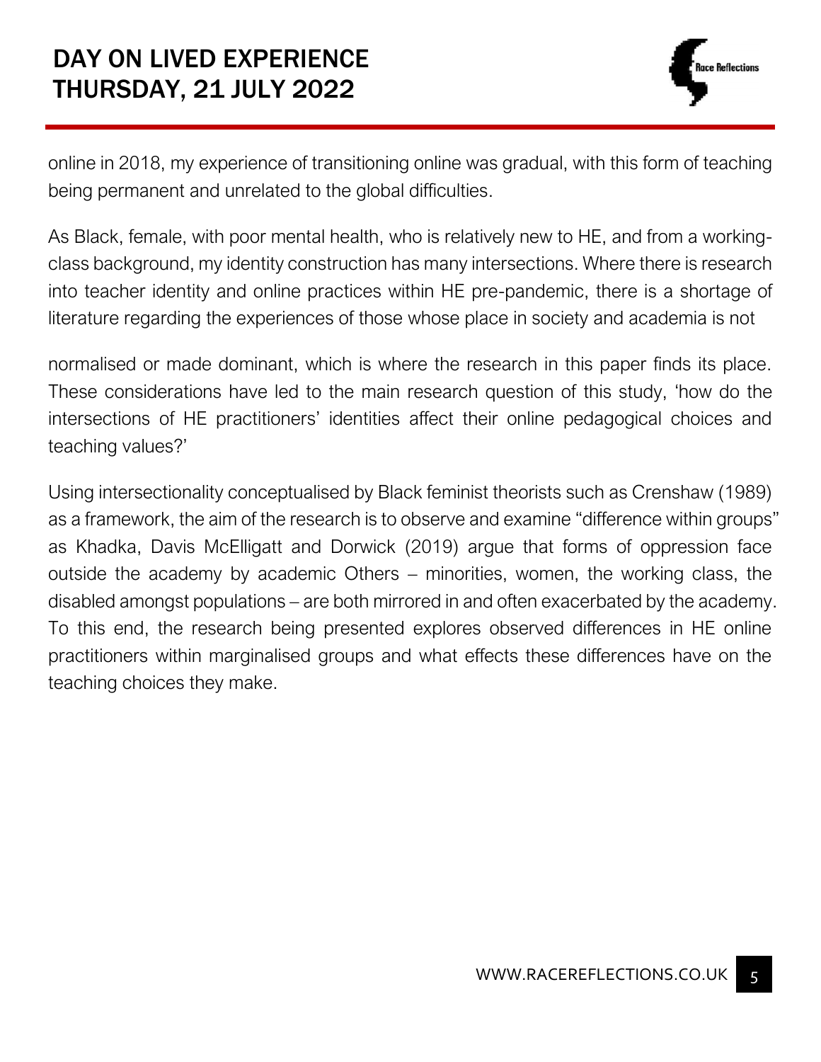online in 2018, my experience of transitioning online was gradual, with this form of teaching being permanent and unrelated to the global difficulties.

As Black, female, with poor mental health, who is relatively new to HE, and from a working-class background, my identity construction has many intersections. Where there is research into teacher identity and online practices within HE pre-pandemic, there is a shortage of literature regarding the experiences of those whose place in society and academia is not

normalised or made dominant, which is where the research in this paper finds its place. These considerations have led to the main research question of this study, 'how do the intersections of HE practitioners' identities affect their online pedagogical choices and teaching values?'

Using intersectionality conceptualised by Black feminist theorists such as Crenshaw (1989) as a framework, the aim of the research is to observe and examine "difference within groups" as Khadka, Davis McElligatt and Dorwick (2019) argue that forms of oppression face outside the academy by academic Others – minorities, women, the working class, the disabled amongst populations – are both mirrored in and often exacerbated by the academy. To this end, the research being presented explores observed differences in HE online practitioners within marginalised groups and what effects these differences have on the teaching choices they make.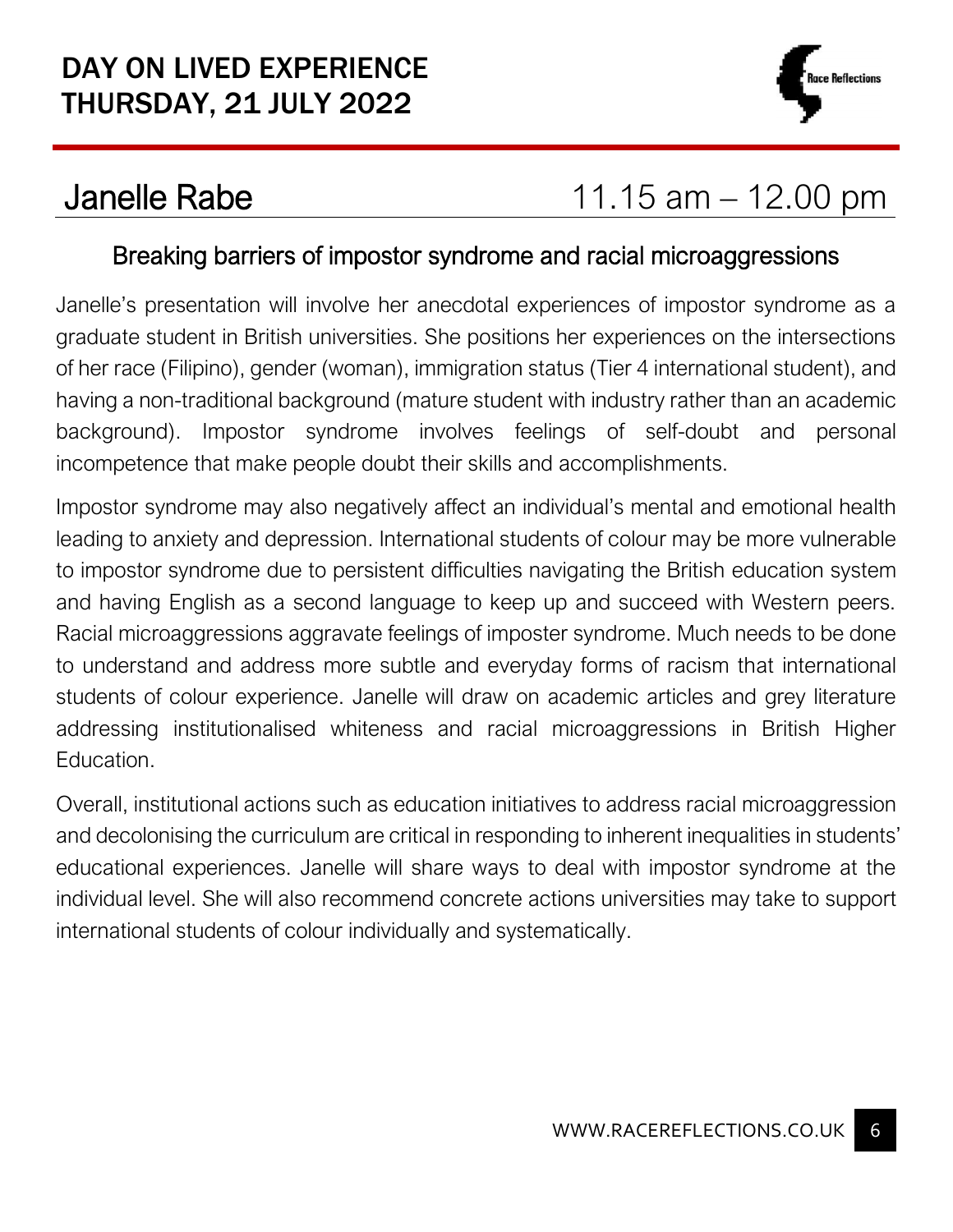## Janelle Rabe 11.15 am – 12.00 pm

### Breaking barriers of impostor syndrome and racial microaggressions

Janelle's presentation will involve her anecdotal experiences of impostor syndrome as a graduate student in British universities. She positions her experiences on the intersections of her race (Filipino), gender (woman), immigration status (Tier 4 international student), and having a non-traditional background (mature student with industry rather than an academic background). Impostor syndrome involves feelings of self-doubt and personal incompetence that make people doubt their skills and accomplishments.

Impostor syndrome may also negatively affect an individual's mental and emotional health leading to anxiety and depression. International students of colour may be more vulnerable to impostor syndrome due to persistent difficulties navigating the British education system and having English as a second language to keep up and succeed with Western peers. Racial microaggressions aggravate feelings of imposter syndrome. Much needs to be done to understand and address more subtle and everyday forms of racism that international students of colour experience. Janelle will draw on academic articles and grey literature addressing institutionalised whiteness and racial microaggressions in British Higher Education.

Overall, institutional actions such as education initiatives to address racial microaggression and decolonising the curriculum are critical in responding to inherent inequalities in students' educational experiences. Janelle will share ways to deal with impostor syndrome at the individual level. She will also recommend concrete actions universities may take to support international students of colour individually and systematically.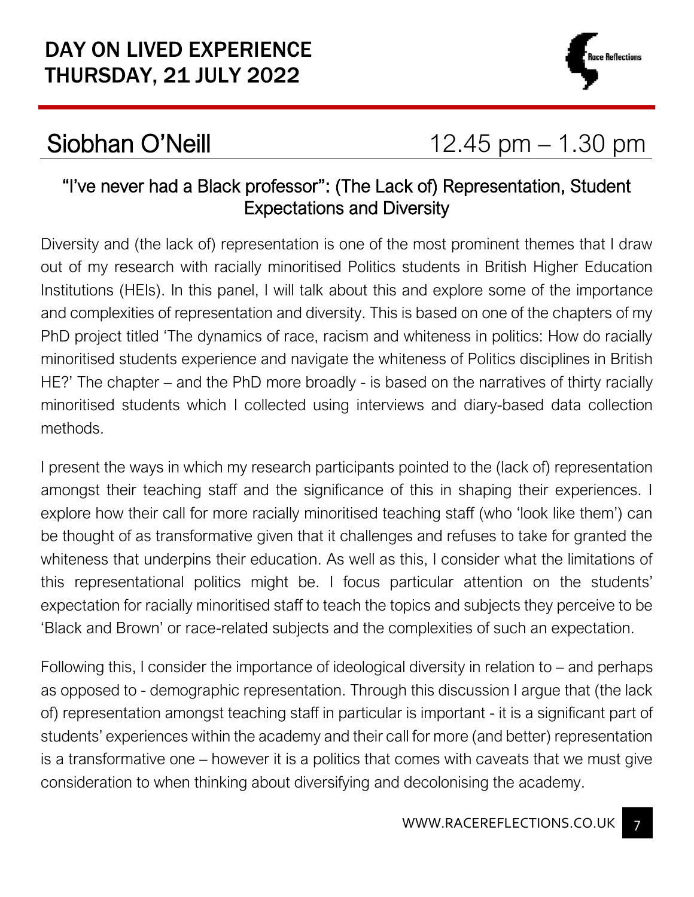# Siobhan O'Neill

12.45 pm – 1.30 pm

## "I've never had a Black professor": (The Lack of) Representation, Student Expectations and Diversity

Diversity and (the lack of) representation is one of the most prominent themes that I draw out of my research with racially minoritised Politics students in British Higher Education Institutions (HEIs). In this panel, I will talk about this and explore some of the importance and complexities of representation and diversity. This is based on one of the chapters of my PhD project titled 'The dynamics of race, racism and whiteness in politics: How do racially minoritised students experience and navigate the whiteness of Politics disciplines in British HE?' The chapter – and the PhD more broadly - is based on the narratives of thirty racially minoritised students which I collected using interviews and diary-based data collection methods.

I present the ways in which my research participants pointed to the (lack of) representation amongst their teaching staff and the significance of this in shaping their experiences. I explore how their call for more racially minoritised teaching staff (who 'look like them') can be thought of as transformative given that it challenges and refuses to take for granted the whiteness that underpins their education. As well as this, I consider what the limitations of this representational politics might be. I focus particular attention on the students' expectation for racially minoritised staff to teach the topics and subjects they perceive to be 'Black and Brown' or race-related subjects and the complexities of such an expectation.

Following this, I consider the importance of ideological diversity in relation to – and perhaps as opposed to - demographic representation. Through this discussion I argue that (the lack of) representation amongst teaching staff in particular is important - it is a significant part of students' experiences within the academy and their call for more (and better) representation is a transformative one – however it is a politics that comes with caveats that we must give consideration to when thinking about diversifying and decolonising the academy.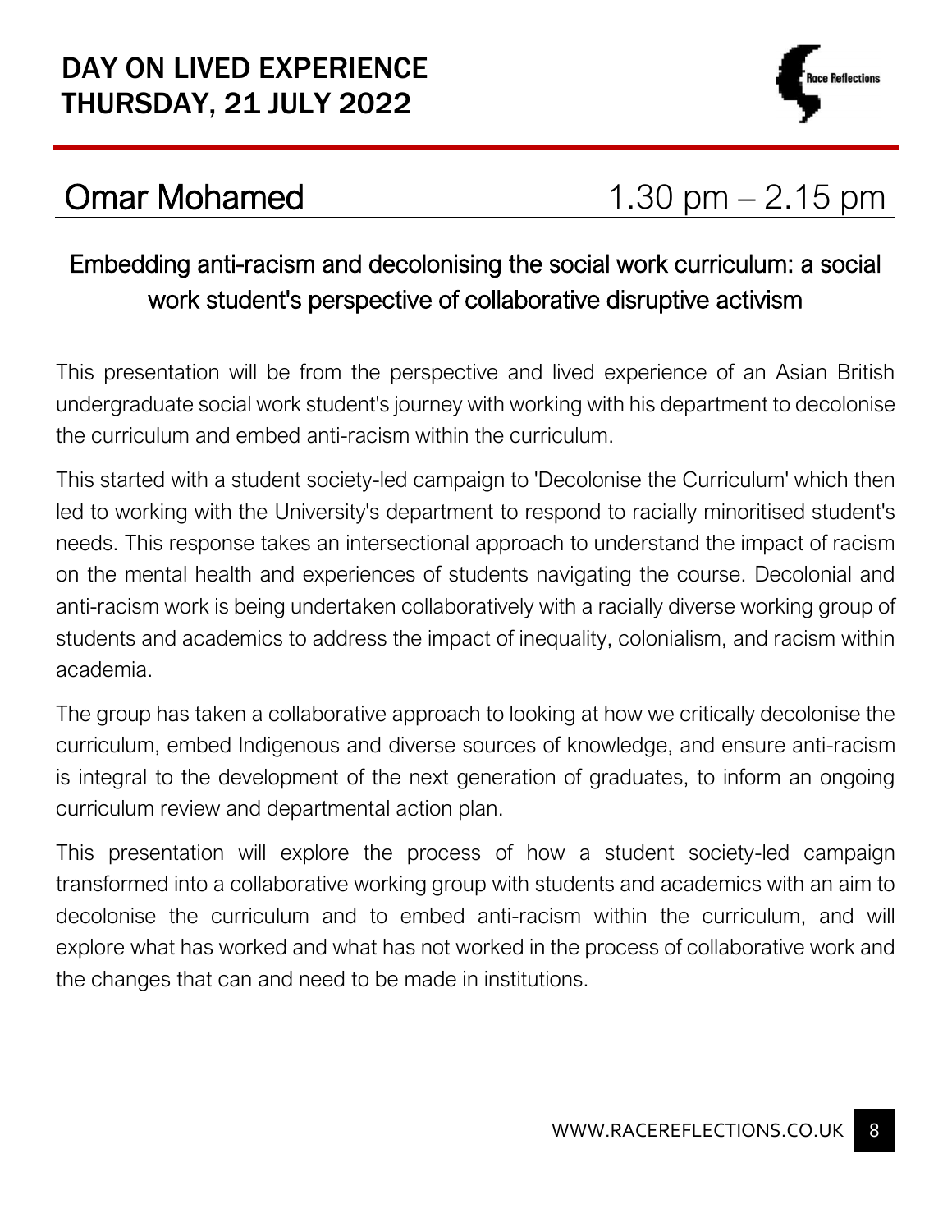# DAY ON LIVED EXPERIENCE
# THURSDAY, 21 JULY 2022

## Omar Mohamed 1.30 pm – 2.15 pm

### Embedding anti-racism and decolonising the social work curriculum: a social work student's perspective of collaborative disruptive activism

This presentation will be from the perspective and lived experience of an Asian British undergraduate social work student's journey with working with his department to decolonise the curriculum and embed anti-racism within the curriculum.

This started with a student society-led campaign to 'Decolonise the Curriculum' which then led to working with the University's department to respond to racially minoritised student's needs. This response takes an intersectional approach to understand the impact of racism on the mental health and experiences of students navigating the course. Decolonial and anti-racism work is being undertaken collaboratively with a racially diverse working group of students and academics to address the impact of inequality, colonialism, and racism within academia.

The group has taken a collaborative approach to looking at how we critically decolonise the curriculum, embed Indigenous and diverse sources of knowledge, and ensure anti-racism is integral to the development of the next generation of graduates, to inform an ongoing curriculum review and departmental action plan.

This presentation will explore the process of how a student society-led campaign transformed into a collaborative working group with students and academics with an aim to decolonise the curriculum and to embed anti-racism within the curriculum, and will explore what has worked and what has not worked in the process of collaborative work and the changes that can and need to be made in institutions.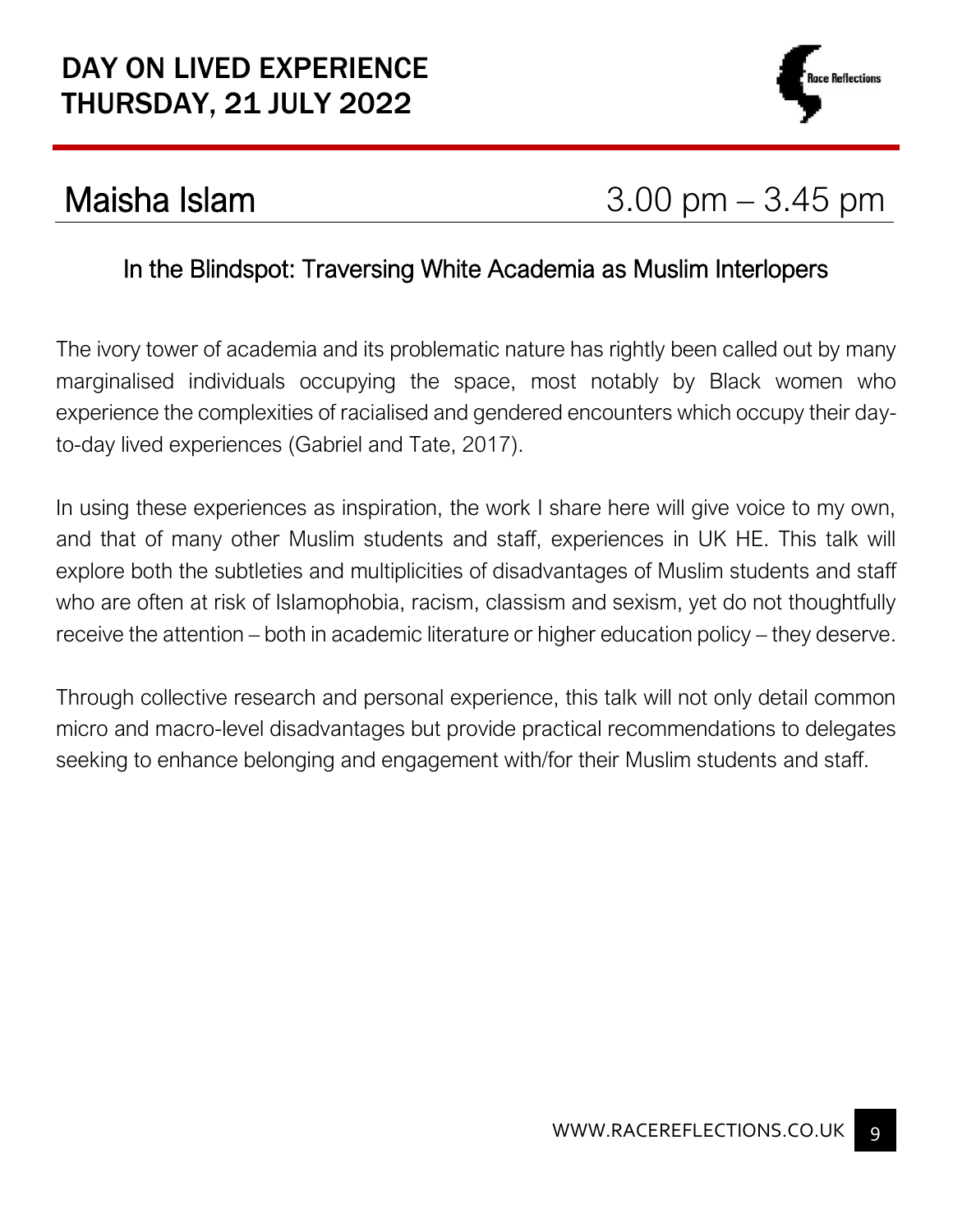# DAY ON LIVED EXPERIENCE
# THURSDAY, 21 JULY 2022

## Maisha Islam 3.00 pm – 3.45 pm

### In the Blindspot: Traversing White Academia as Muslim Interlopers

The ivory tower of academia and its problematic nature has rightly been called out by many marginalised individuals occupying the space, most notably by Black women who experience the complexities of racialised and gendered encounters which occupy their day-to-day lived experiences (Gabriel and Tate, 2017).

In using these experiences as inspiration, the work I share here will give voice to my own, and that of many other Muslim students and staff, experiences in UK HE. This talk will explore both the subtleties and multiplicities of disadvantages of Muslim students and staff who are often at risk of Islamophobia, racism, classism and sexism, yet do not thoughtfully receive the attention – both in academic literature or higher education policy – they deserve.

Through collective research and personal experience, this talk will not only detail common micro and macro-level disadvantages but provide practical recommendations to delegates seeking to enhance belonging and engagement with/for their Muslim students and staff.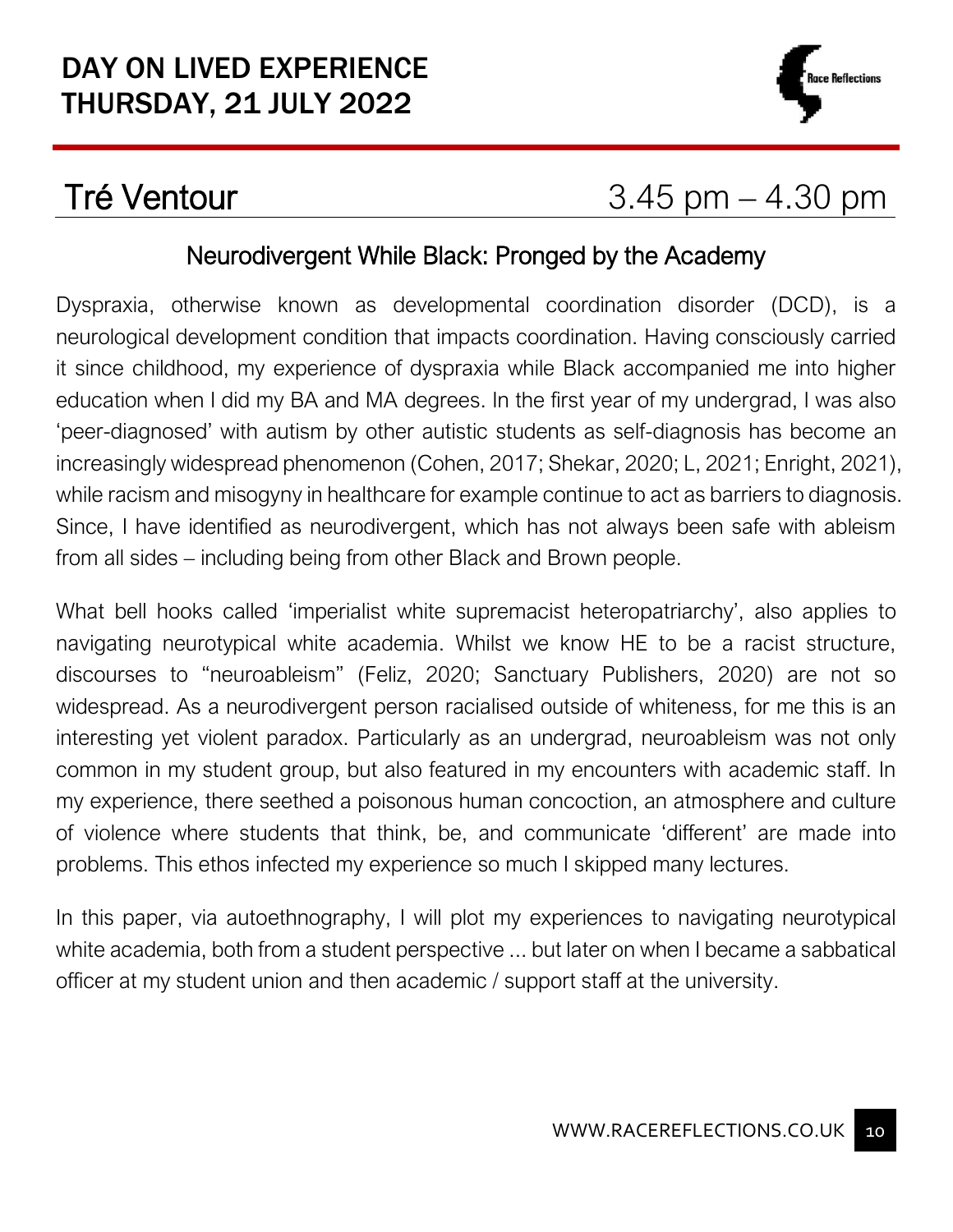# DAY ON LIVED EXPERIENCE THURSDAY, 21 JULY 2022

## Tré Ventour — 3.45 pm – 4.30 pm

### Neurodivergent While Black: Pronged by the Academy

Dyspraxia, otherwise known as developmental coordination disorder (DCD), is a neurological development condition that impacts coordination. Having consciously carried it since childhood, my experience of dyspraxia while Black accompanied me into higher education when I did my BA and MA degrees. In the first year of my undergrad, I was also 'peer-diagnosed' with autism by other autistic students as self-diagnosis has become an increasingly widespread phenomenon (Cohen, 2017; Shekar, 2020; L, 2021; Enright, 2021), while racism and misogyny in healthcare for example continue to act as barriers to diagnosis. Since, I have identified as neurodivergent, which has not always been safe with ableism from all sides – including being from other Black and Brown people.

What bell hooks called 'imperialist white supremacist heteropatriarchy', also applies to navigating neurotypical white academia. Whilst we know HE to be a racist structure, discourses to "neuroableism" (Feliz, 2020; Sanctuary Publishers, 2020) are not so widespread. As a neurodivergent person racialised outside of whiteness, for me this is an interesting yet violent paradox. Particularly as an undergrad, neuroableism was not only common in my student group, but also featured in my encounters with academic staff. In my experience, there seethed a poisonous human concoction, an atmosphere and culture of violence where students that think, be, and communicate 'different' are made into problems. This ethos infected my experience so much I skipped many lectures.

In this paper, via autoethnography, I will plot my experiences to navigating neurotypical white academia, both from a student perspective ... but later on when I became a sabbatical officer at my student union and then academic / support staff at the university.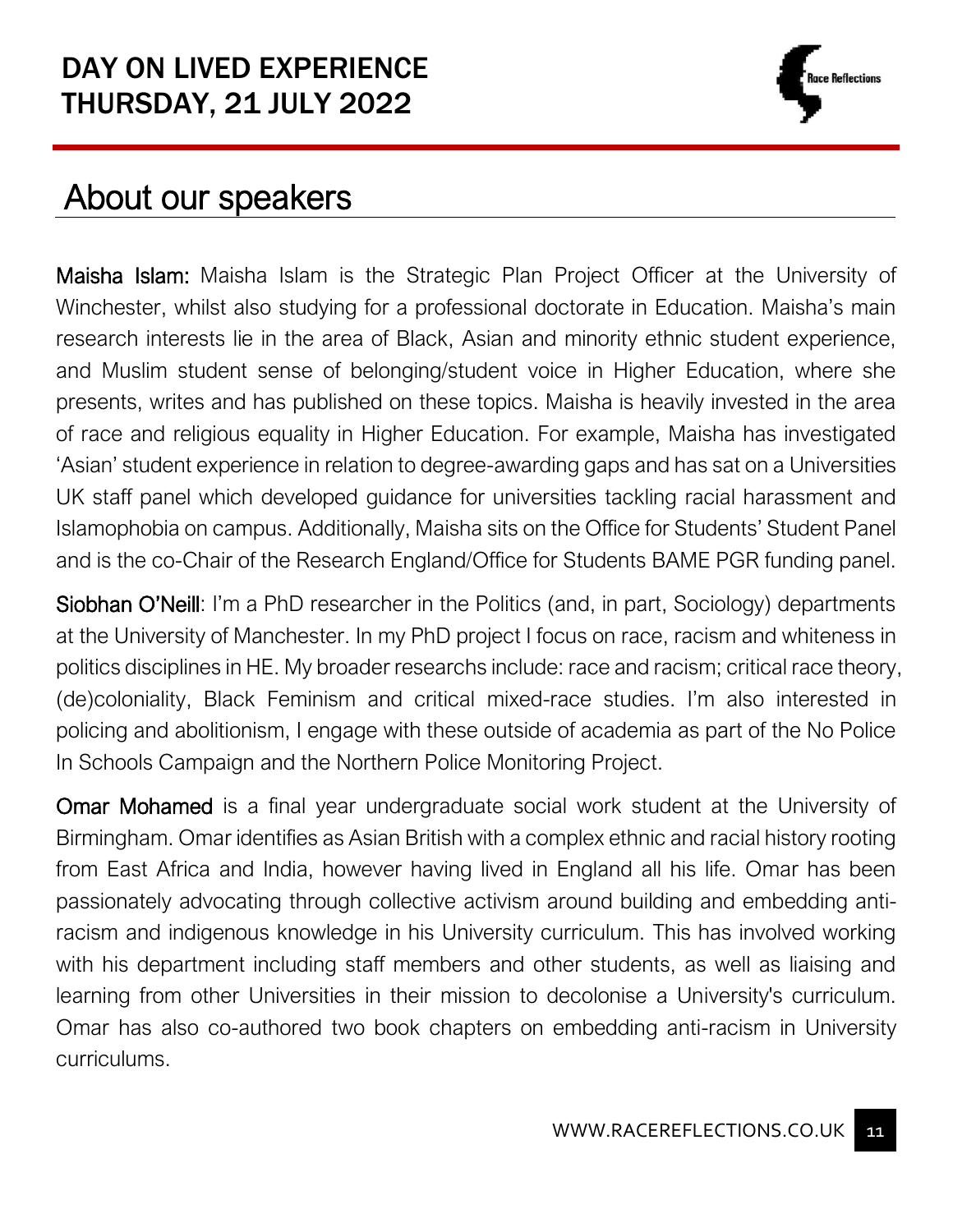# DAY ON LIVED EXPERIENCE THURSDAY, 21 JULY 2022

## About our speakers

**Maisha Islam:** Maisha Islam is the Strategic Plan Project Officer at the University of Winchester, whilst also studying for a professional doctorate in Education. Maisha's main research interests lie in the area of Black, Asian and minority ethnic student experience, and Muslim student sense of belonging/student voice in Higher Education, where she presents, writes and has published on these topics. Maisha is heavily invested in the area of race and religious equality in Higher Education. For example, Maisha has investigated 'Asian' student experience in relation to degree-awarding gaps and has sat on a Universities UK staff panel which developed guidance for universities tackling racial harassment and Islamophobia on campus. Additionally, Maisha sits on the Office for Students' Student Panel and is the co-Chair of the Research England/Office for Students BAME PGR funding panel.

**Siobhan O'Neill**: I'm a PhD researcher in the Politics (and, in part, Sociology) departments at the University of Manchester. In my PhD project I focus on race, racism and whiteness in politics disciplines in HE. My broader researchs include: race and racism; critical race theory, (de)coloniality, Black Feminism and critical mixed-race studies. I'm also interested in policing and abolitionism, I engage with these outside of academia as part of the No Police In Schools Campaign and the Northern Police Monitoring Project.

**Omar Mohamed** is a final year undergraduate social work student at the University of Birmingham. Omar identifies as Asian British with a complex ethnic and racial history rooting from East Africa and India, however having lived in England all his life. Omar has been passionately advocating through collective activism around building and embedding anti-racism and indigenous knowledge in his University curriculum. This has involved working with his department including staff members and other students, as well as liaising and learning from other Universities in their mission to decolonise a University's curriculum. Omar has also co-authored two book chapters on embedding anti-racism in University curriculums.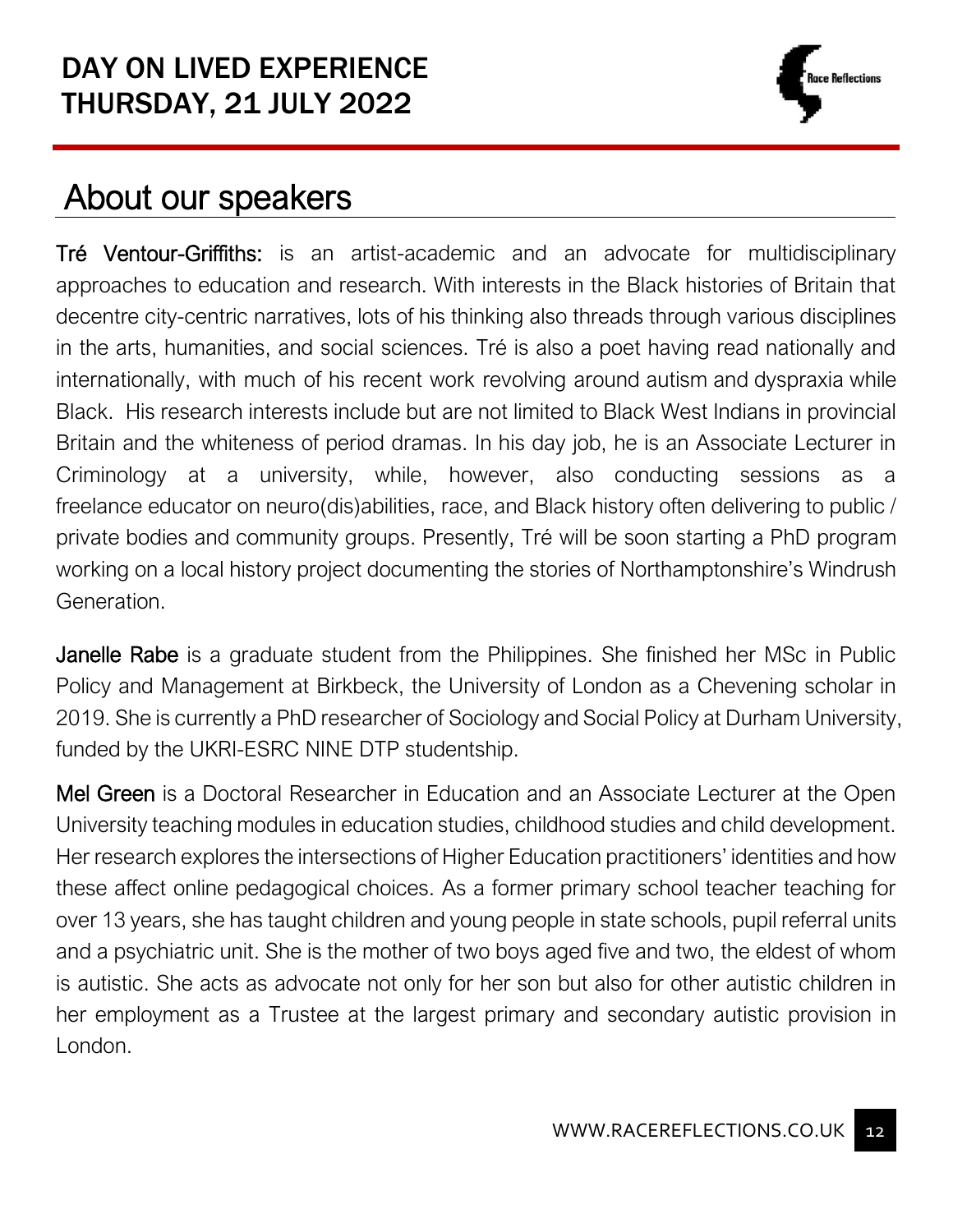## About our speakers

**Tré Ventour-Griffiths:** is an artist-academic and an advocate for multidisciplinary approaches to education and research. With interests in the Black histories of Britain that decentre city-centric narratives, lots of his thinking also threads through various disciplines in the arts, humanities, and social sciences. Tré is also a poet having read nationally and internationally, with much of his recent work revolving around autism and dyspraxia while Black. His research interests include but are not limited to Black West Indians in provincial Britain and the whiteness of period dramas. In his day job, he is an Associate Lecturer in Criminology at a university, while, however, also conducting sessions as a freelance educator on neuro(dis)abilities, race, and Black history often delivering to public / private bodies and community groups. Presently, Tré will be soon starting a PhD program working on a local history project documenting the stories of Northamptonshire's Windrush Generation.

**Janelle Rabe** is a graduate student from the Philippines. She finished her MSc in Public Policy and Management at Birkbeck, the University of London as a Chevening scholar in 2019. She is currently a PhD researcher of Sociology and Social Policy at Durham University, funded by the UKRI-ESRC NINE DTP studentship.

**Mel Green** is a Doctoral Researcher in Education and an Associate Lecturer at the Open University teaching modules in education studies, childhood studies and child development. Her research explores the intersections of Higher Education practitioners' identities and how these affect online pedagogical choices. As a former primary school teacher teaching for over 13 years, she has taught children and young people in state schools, pupil referral units and a psychiatric unit. She is the mother of two boys aged five and two, the eldest of whom is autistic. She acts as advocate not only for her son but also for other autistic children in her employment as a Trustee at the largest primary and secondary autistic provision in London.